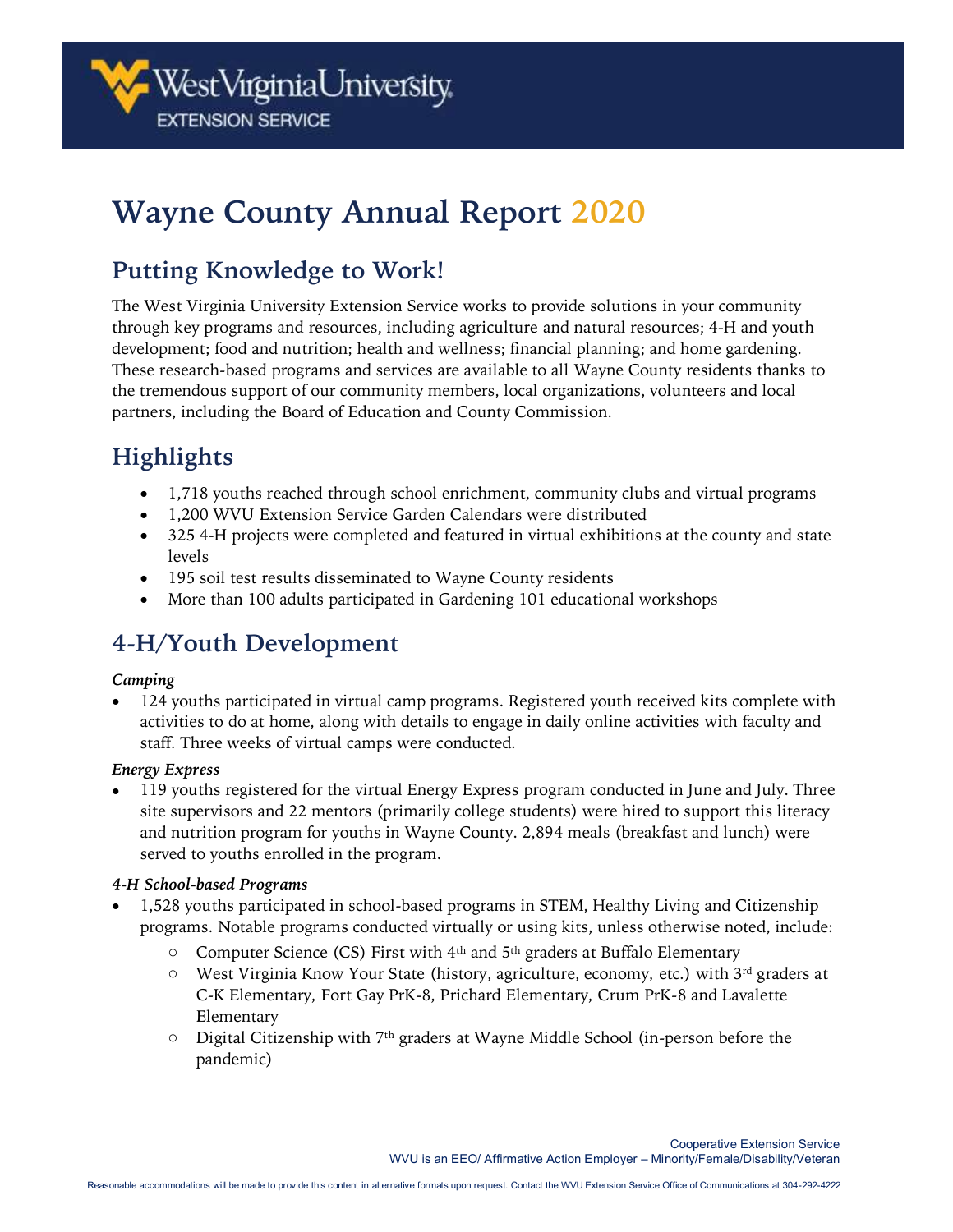# Wayne County Annual Report 2020

## Putting Knowledge to Work!

The West Virginia University Extension Service works to provide solutions in your community through key programs and resources, including agriculture and natural resources; 4-H and youth development; food and nutrition; health and wellness; financial planning; and home gardening. These research-based programs and services are available to all Wayne County residents thanks to the tremendous support of our community members, local organizations, volunteers and local partners, including the Board of Education and County Commission.

## Highlights

- 1,718 youths reached through school enrichment, community clubs and virtual programs
- 1,200 WVU Extension Service Garden Calendars were distributed
- 325 4-H projects were completed and featured in virtual exhibitions at the county and state levels
- 195 soil test results disseminated to Wayne County residents
- More than 100 adults participated in Gardening 101 educational workshops

## 4-H/Youth Development

***Camping***

- 124 youths participated in virtual camp programs. Registered youth received kits complete with activities to do at home, along with details to engage in daily online activities with faculty and staff. Three weeks of virtual camps were conducted.

***Energy Express***

- 119 youths registered for the virtual Energy Express program conducted in June and July. Three site supervisors and 22 mentors (primarily college students) were hired to support this literacy and nutrition program for youths in Wayne County. 2,894 meals (breakfast and lunch) were served to youths enrolled in the program.

***4-H School-based Programs***

- 1,528 youths participated in school-based programs in STEM, Healthy Living and Citizenship programs. Notable programs conducted virtually or using kits, unless otherwise noted, include:
  - Computer Science (CS) First with 4th and 5th graders at Buffalo Elementary
  - West Virginia Know Your State (history, agriculture, economy, etc.) with 3rd graders at C-K Elementary, Fort Gay PrK-8, Prichard Elementary, Crum PrK-8 and Lavalette Elementary
  - Digital Citizenship with 7th graders at Wayne Middle School (in-person before the pandemic)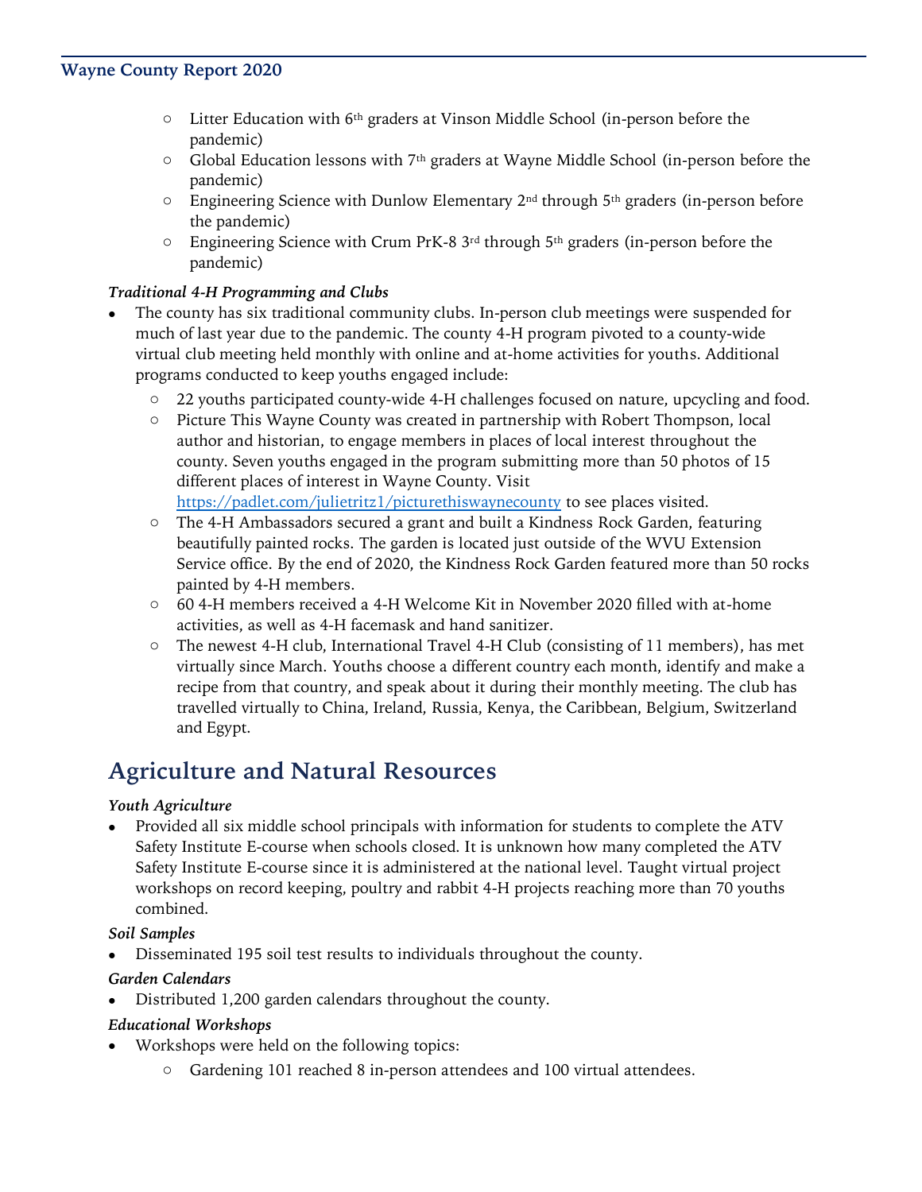- Litter Education with 6th graders at Vinson Middle School (in-person before the pandemic)
- Global Education lessons with 7th graders at Wayne Middle School (in-person before the pandemic)
- Engineering Science with Dunlow Elementary 2nd through 5th graders (in-person before the pandemic)
- Engineering Science with Crum PrK-8 3rd through 5th graders (in-person before the pandemic)

*Traditional 4-H Programming and Clubs*

- The county has six traditional community clubs. In-person club meetings were suspended for much of last year due to the pandemic. The county 4-H program pivoted to a county-wide virtual club meeting held monthly with online and at-home activities for youths. Additional programs conducted to keep youths engaged include:
  - 22 youths participated county-wide 4-H challenges focused on nature, upcycling and food.
  - Picture This Wayne County was created in partnership with Robert Thompson, local author and historian, to engage members in places of local interest throughout the county. Seven youths engaged in the program submitting more than 50 photos of 15 different places of interest in Wayne County. Visit https://padlet.com/julietritz1/picturethiswaynecounty to see places visited.
  - The 4-H Ambassadors secured a grant and built a Kindness Rock Garden, featuring beautifully painted rocks. The garden is located just outside of the WVU Extension Service office. By the end of 2020, the Kindness Rock Garden featured more than 50 rocks painted by 4-H members.
  - 60 4-H members received a 4-H Welcome Kit in November 2020 filled with at-home activities, as well as 4-H facemask and hand sanitizer.
  - The newest 4-H club, International Travel 4-H Club (consisting of 11 members), has met virtually since March. Youths choose a different country each month, identify and make a recipe from that country, and speak about it during their monthly meeting. The club has travelled virtually to China, Ireland, Russia, Kenya, the Caribbean, Belgium, Switzerland and Egypt.

## Agriculture and Natural Resources

*Youth Agriculture*

- Provided all six middle school principals with information for students to complete the ATV Safety Institute E-course when schools closed. It is unknown how many completed the ATV Safety Institute E-course since it is administered at the national level. Taught virtual project workshops on record keeping, poultry and rabbit 4-H projects reaching more than 70 youths combined.

*Soil Samples*

- Disseminated 195 soil test results to individuals throughout the county.

*Garden Calendars*

- Distributed 1,200 garden calendars throughout the county.

*Educational Workshops*

- Workshops were held on the following topics:
  - Gardening 101 reached 8 in-person attendees and 100 virtual attendees.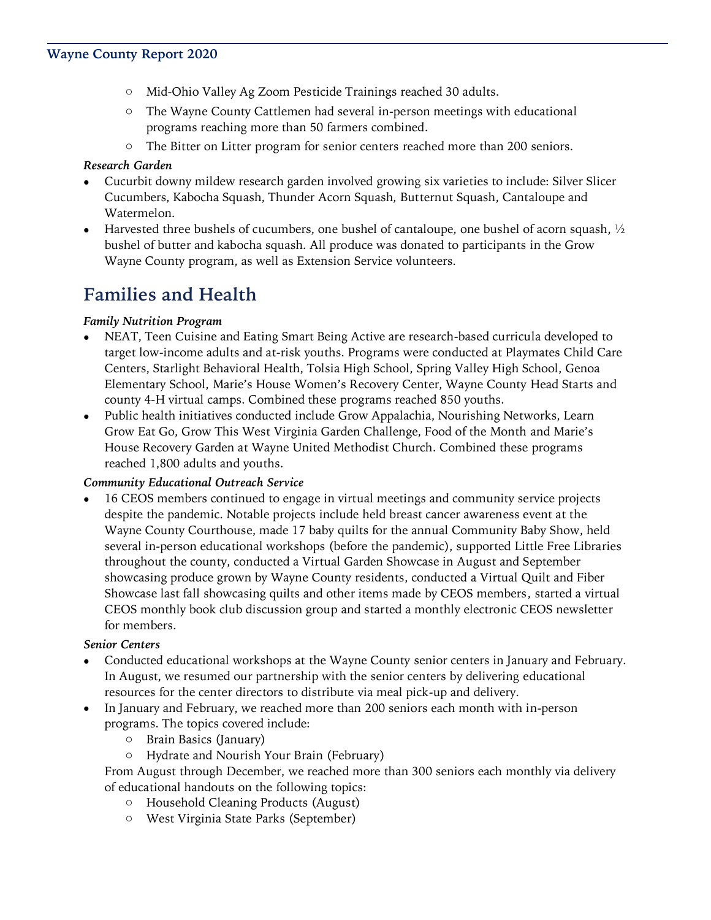- Mid-Ohio Valley Ag Zoom Pesticide Trainings reached 30 adults.
   - The Wayne County Cattlemen had several in-person meetings with educational programs reaching more than 50 farmers combined.
   - The Bitter on Litter program for senior centers reached more than 200 seniors.

*Research Garden*

- Cucurbit downy mildew research garden involved growing six varieties to include: Silver Slicer Cucumbers, Kabocha Squash, Thunder Acorn Squash, Butternut Squash, Cantaloupe and Watermelon.
- Harvested three bushels of cucumbers, one bushel of cantaloupe, one bushel of acorn squash, ½ bushel of butter and kabocha squash. All produce was donated to participants in the Grow Wayne County program, as well as Extension Service volunteers.

## Families and Health

*Family Nutrition Program*

- NEAT, Teen Cuisine and Eating Smart Being Active are research-based curricula developed to target low-income adults and at-risk youths. Programs were conducted at Playmates Child Care Centers, Starlight Behavioral Health, Tolsia High School, Spring Valley High School, Genoa Elementary School, Marie's House Women's Recovery Center, Wayne County Head Starts and county 4-H virtual camps. Combined these programs reached 850 youths.
- Public health initiatives conducted include Grow Appalachia, Nourishing Networks, Learn Grow Eat Go, Grow This West Virginia Garden Challenge, Food of the Month and Marie's House Recovery Garden at Wayne United Methodist Church. Combined these programs reached 1,800 adults and youths.

*Community Educational Outreach Service*

- 16 CEOS members continued to engage in virtual meetings and community service projects despite the pandemic. Notable projects include held breast cancer awareness event at the Wayne County Courthouse, made 17 baby quilts for the annual Community Baby Show, held several in-person educational workshops (before the pandemic), supported Little Free Libraries throughout the county, conducted a Virtual Garden Showcase in August and September showcasing produce grown by Wayne County residents, conducted a Virtual Quilt and Fiber Showcase last fall showcasing quilts and other items made by CEOS members, started a virtual CEOS monthly book club discussion group and started a monthly electronic CEOS newsletter for members.

*Senior Centers*

- Conducted educational workshops at the Wayne County senior centers in January and February. In August, we resumed our partnership with the senior centers by delivering educational resources for the center directors to distribute via meal pick-up and delivery.
- In January and February, we reached more than 200 seniors each month with in-person programs. The topics covered include:
   - Brain Basics (January)
   - Hydrate and Nourish Your Brain (February)

  From August through December, we reached more than 300 seniors each monthly via delivery of educational handouts on the following topics:
   - Household Cleaning Products (August)
   - West Virginia State Parks (September)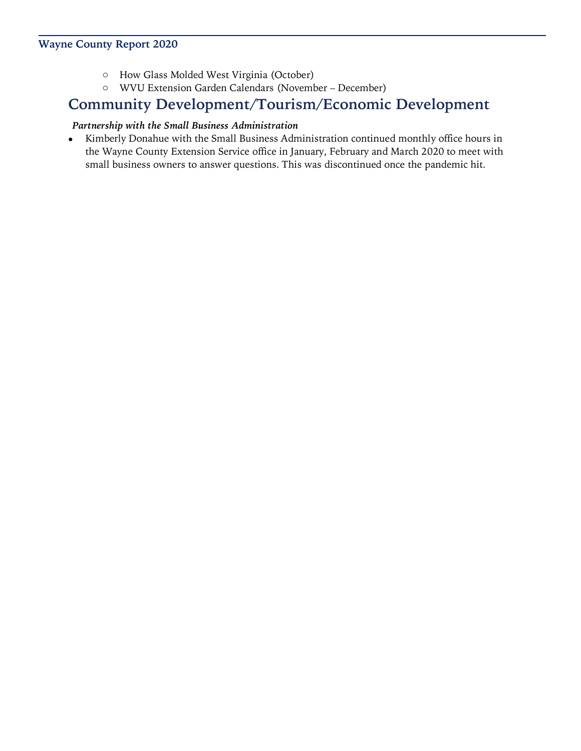- How Glass Molded West Virginia (October)
    - WVU Extension Garden Calendars (November – December)

## Community Development/Tourism/Economic Development

***Partnership with the Small Business Administration***

- Kimberly Donahue with the Small Business Administration continued monthly office hours in the Wayne County Extension Service office in January, February and March 2020 to meet with small business owners to answer questions. This was discontinued once the pandemic hit.